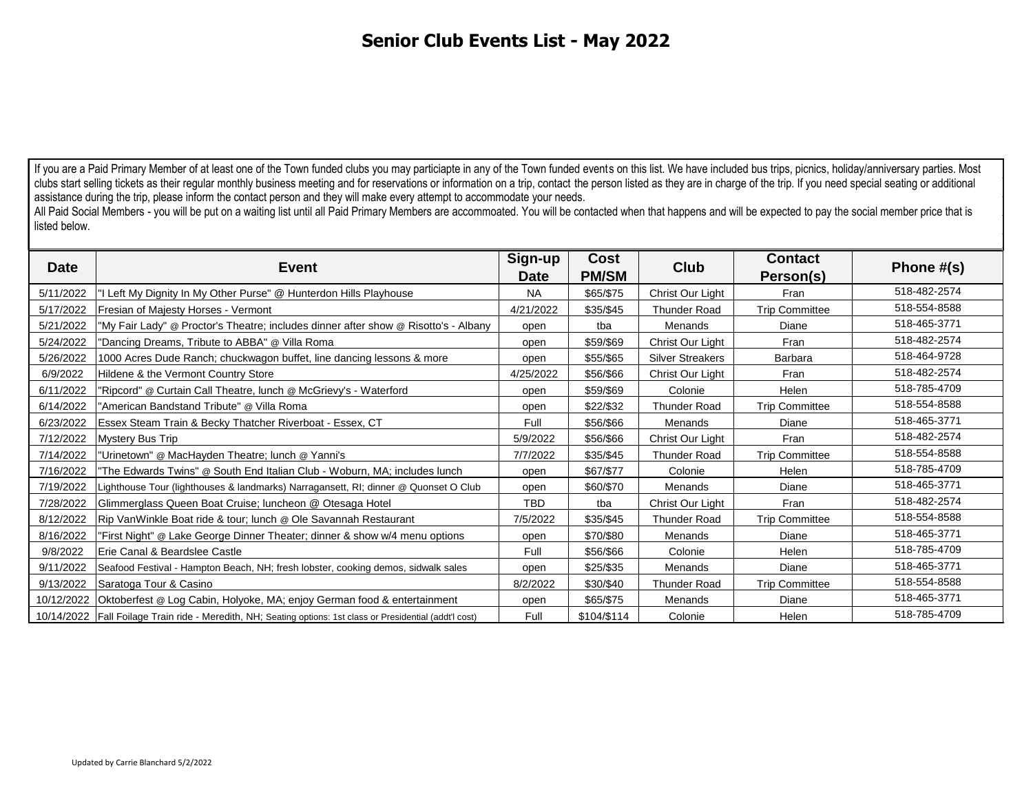# Senior Club Events List - May 2022

If you are a Paid Primary Member of at least one of the Town funded clubs you may particiapte in any of the Town funded events on this list. We have included bus trips, picnics, holiday/anniversary parties. Most clubs start selling tickets as their regular monthly business meeting and for reservations or information on a trip, contact the person listed as they are in charge of the trip. If you need special seating or additional assistance during the trip, please inform the contact person and they will make every attempt to accommodate your needs.

All Paid Social Members - you will be put on a waiting list until all Paid Primary Members are accommoated. You will be contacted when that happens and will be expected to pay the social member price that is listed below.

| Date | Event | Sign-up Date | Cost PM/SM | Club | Contact Person(s) | Phone #(s) |
|---|---|---|---|---|---|---|
| 5/11/2022 | "I Left My Dignity In My Other Purse" @ Hunterdon Hills Playhouse | NA | $65/$75 | Christ Our Light | Fran | 518-482-2574 |
| 5/17/2022 | Fresian of Majesty Horses - Vermont | 4/21/2022 | $35/$45 | Thunder Road | Trip Committee | 518-554-8588 |
| 5/21/2022 | "My Fair Lady" @ Proctor's Theatre; includes dinner after show @ Risotto's - Albany | open | tba | Menands | Diane | 518-465-3771 |
| 5/24/2022 | "Dancing Dreams, Tribute to ABBA" @ Villa Roma | open | $59/$69 | Christ Our Light | Fran | 518-482-2574 |
| 5/26/2022 | 1000 Acres Dude Ranch; chuckwagon buffet, line dancing lessons & more | open | $55/$65 | Silver Streakers | Barbara | 518-464-9728 |
| 6/9/2022 | Hildene & the Vermont Country Store | 4/25/2022 | $56/$66 | Christ Our Light | Fran | 518-482-2574 |
| 6/11/2022 | "Ripcord" @ Curtain Call Theatre, lunch @ McGrievy's - Waterford | open | $59/$69 | Colonie | Helen | 518-785-4709 |
| 6/14/2022 | "American Bandstand Tribute" @ Villa Roma | open | $22/$32 | Thunder Road | Trip Committee | 518-554-8588 |
| 6/23/2022 | Essex Steam Train & Becky Thatcher Riverboat - Essex, CT | Full | $56/$66 | Menands | Diane | 518-465-3771 |
| 7/12/2022 | Mystery Bus Trip | 5/9/2022 | $56/$66 | Christ Our Light | Fran | 518-482-2574 |
| 7/14/2022 | "Urinetown" @ MacHayden Theatre; lunch @ Yanni's | 7/7/2022 | $35/$45 | Thunder Road | Trip Committee | 518-554-8588 |
| 7/16/2022 | "The Edwards Twins" @ South End Italian Club - Woburn, MA; includes lunch | open | $67/$77 | Colonie | Helen | 518-785-4709 |
| 7/19/2022 | Lighthouse Tour (lighthouses & landmarks) Narragansett, RI; dinner @ Quonset O Club | open | $60/$70 | Menands | Diane | 518-465-3771 |
| 7/28/2022 | Glimmerglass Queen Boat Cruise; luncheon @ Otesaga Hotel | TBD | tba | Christ Our Light | Fran | 518-482-2574 |
| 8/12/2022 | Rip VanWinkle Boat ride & tour; lunch @ Ole Savannah Restaurant | 7/5/2022 | $35/$45 | Thunder Road | Trip Committee | 518-554-8588 |
| 8/16/2022 | "First Night" @ Lake George Dinner Theater; dinner & show w/4 menu options | open | $70/$80 | Menands | Diane | 518-465-3771 |
| 9/8/2022 | Erie Canal & Beardslee Castle | Full | $56/$66 | Colonie | Helen | 518-785-4709 |
| 9/11/2022 | Seafood Festival - Hampton Beach, NH; fresh lobster, cooking demos, sidwalk sales | open | $25/$35 | Menands | Diane | 518-465-3771 |
| 9/13/2022 | Saratoga Tour & Casino | 8/2/2022 | $30/$40 | Thunder Road | Trip Committee | 518-554-8588 |
| 10/12/2022 | Oktoberfest @ Log Cabin, Holyoke, MA; enjoy German food & entertainment | open | $65/$75 | Menands | Diane | 518-465-3771 |
| 10/14/2022 | Fall Foilage Train ride - Meredith, NH; Seating options: 1st class or Presidential (addt'l cost) | Full | $104/$114 | Colonie | Helen | 518-785-4709 |

Updated by Carrie Blanchard 5/2/2022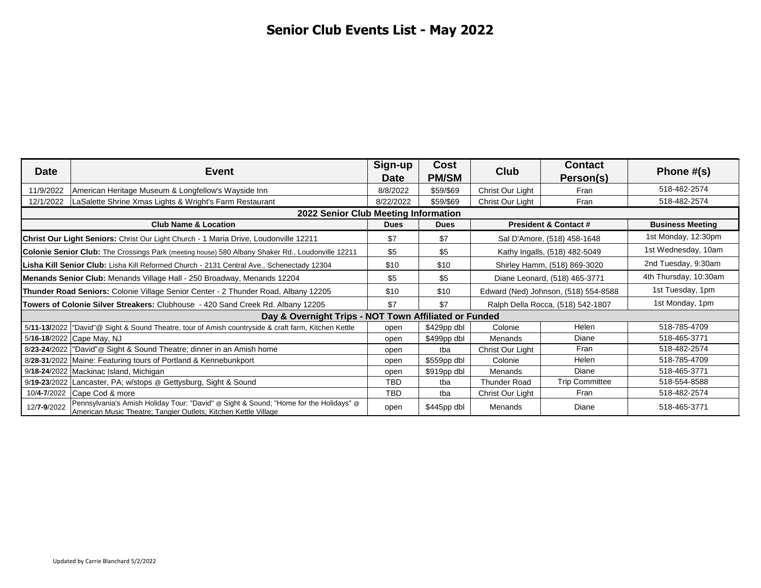# Senior Club Events List - May 2022

| Date | Event | Sign-up Date | Cost PM/SM | Club | Contact Person(s) | Phone #(s) |
|---|---|---|---|---|---|---|
| 11/9/2022 | American Heritage Museum & Longfellow's Wayside Inn | 8/8/2022 | $59/$69 | Christ Our Light | Fran | 518-482-2574 |
| 12/1/2022 | LaSalette Shrine Xmas Lights & Wright's Farm Restaurant | 8/22/2022 | $59/$69 | Christ Our Light | Fran | 518-482-2574 |
| **2022 Senior Club Meeting Information** | | | | | | |
| **Club Name & Location** | | **Dues** | **Dues** | **President & Contact #** | | **Business Meeting** |
| **Christ Our Light Seniors:** Christ Our Light Church - 1 Maria Drive, Loudonville 12211 | | $7 | $7 | Sal D'Amore, (518) 458-1648 | | 1st Monday, 12:30pm |
| **Colonie Senior Club:** The Crossings Park (meeting house) 580 Albany Shaker Rd., Loudonville 12211 | | $5 | $5 | Kathy Ingalls, (518) 482-5049 | | 1st Wednesday, 10am |
| **Lisha Kill Senior Club:** Lisha Kill Reformed Church - 2131 Central Ave., Schenectady 12304 | | $10 | $10 | Shirley Hamm, (518) 869-3020 | | 2nd Tuesday, 9:30am |
| **Menands Senior Club:** Menands Village Hall - 250 Broadway, Menands 12204 | | $5 | $5 | Diane Leonard, (518) 465-3771 | | 4th Thursday, 10:30am |
| **Thunder Road Seniors:** Colonie Village Senior Center - 2 Thunder Road, Albany 12205 | | $10 | $10 | Edward (Ned) Johnson, (518) 554-8588 | | 1st Tuesday, 1pm |
| **Towers of Colonie Silver Streakers:** Clubhouse - 420 Sand Creek Rd. Albany 12205 | | $7 | $7 | Ralph Della Rocca, (518) 542-1807 | | 1st Monday, 1pm |
| **Day & Overnight Trips - NOT Town Affiliated or Funded** | | | | | | |
| 5/**11-13**/2022 | "David"@ Sight & Sound Theatre, tour of Amish countryside & craft farm, Kitchen Kettle | open | $429pp dbl | Colonie | Helen | 518-785-4709 |
| 5/**16-18**/2022 | Cape May, NJ | open | $499pp dbl | Menands | Diane | 518-465-3771 |
| 8/**23-24**/2022 | "David"@ Sight & Sound Theatre; dinner in an Amish home | open | tba | Christ Our Light | Fran | 518-482-2574 |
| 8/**28-31**/2022 | Maine: Featuring tours of Portland & Kennebunkport | open | $559pp dbl | Colonie | Helen | 518-785-4709 |
| 9/**18-24**/2022 | Mackinac Island, Michigan | open | $919pp dbl | Menands | Diane | 518-465-3771 |
| 9/**19-23**/2022 | Lancaster, PA; w/stops @ Gettysburg, Sight & Sound | TBD | tba | Thunder Road | Trip Committee | 518-554-8588 |
| 10/**4-7**/2022 | Cape Cod & more | TBD | tba | Christ Our Light | Fran | 518-482-2574 |
| 12/**7-9**/2022 | Pennsylvania's Amish Holiday Tour: "David" @ Sight & Sound; "Home for the Holidays" @ American Music Theatre; Tangier Outlets; Kitchen Kettle Village | open | $445pp dbl | Menands | Diane | 518-465-3771 |

Updated by Carrie Blanchard 5/2/2022